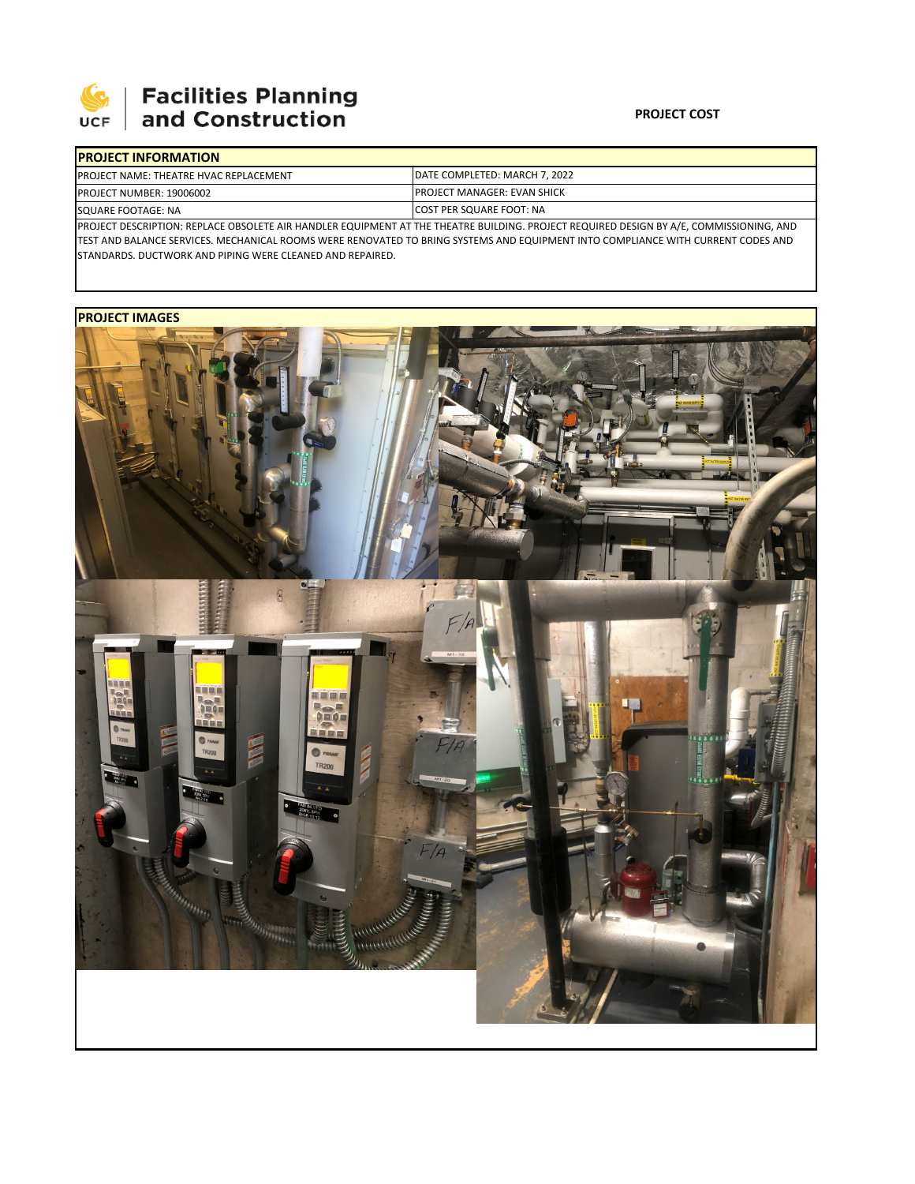Facilities Planning and Construction

**PROJECT COST**

| PROJECT INFORMATION | |
|---|---|
| PROJECT NAME: THEATRE HVAC REPLACEMENT | DATE COMPLETED: MARCH 7, 2022 |
| PROJECT NUMBER: 19006002 | PROJECT MANAGER: EVAN SHICK |
| SQUARE FOOTAGE: NA | COST PER SQUARE FOOT: NA |

PROJECT DESCRIPTION: REPLACE OBSOLETE AIR HANDLER EQUIPMENT AT THE THEATRE BUILDING. PROJECT REQUIRED DESIGN BY A/E, COMMISSIONING, AND TEST AND BALANCE SERVICES. MECHANICAL ROOMS WERE RENOVATED TO BRING SYSTEMS AND EQUIPMENT INTO COMPLIANCE WITH CURRENT CODES AND STANDARDS. DUCTWORK AND PIPING WERE CLEANED AND REPAIRED.

**PROJECT IMAGES**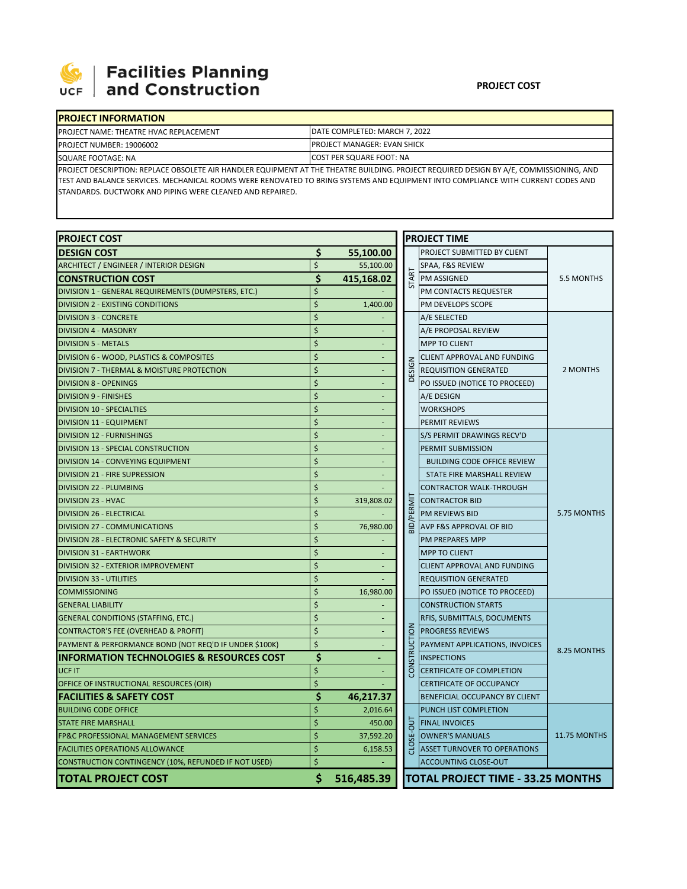**UCF Facilities Planning and Construction**

**PROJECT COST**

| PROJECT INFORMATION | |
|---|---|
| PROJECT NAME: THEATRE HVAC REPLACEMENT | DATE COMPLETED: MARCH 7, 2022 |
| PROJECT NUMBER: 19006002 | PROJECT MANAGER: EVAN SHICK |
| SQUARE FOOTAGE: NA | COST PER SQUARE FOOT: NA |

PROJECT DESCRIPTION: REPLACE OBSOLETE AIR HANDLER EQUIPMENT AT THE THEATRE BUILDING. PROJECT REQUIRED DESIGN BY A/E, COMMISSIONING, AND TEST AND BALANCE SERVICES. MECHANICAL ROOMS WERE RENOVATED TO BRING SYSTEMS AND EQUIPMENT INTO COMPLIANCE WITH CURRENT CODES AND STANDARDS. DUCTWORK AND PIPING WERE CLEANED AND REPAIRED.

| PROJECT COST | | |
|---|---|---|
| **DESIGN COST** | **$** | **55,100.00** |
| ARCHITECT / ENGINEER / INTERIOR DESIGN | $ | 55,100.00 |
| **CONSTRUCTION COST** | **$** | **415,168.02** |
| DIVISION 1 - GENERAL REQUIREMENTS (DUMPSTERS, ETC.) | $ | - |
| DIVISION 2 - EXISTING CONDITIONS | $ | 1,400.00 |
| DIVISION 3 - CONCRETE | $ | - |
| DIVISION 4 - MASONRY | $ | - |
| DIVISION 5 - METALS | $ | - |
| DIVISION 6 - WOOD, PLASTICS & COMPOSITES | $ | - |
| DIVISION 7 - THERMAL & MOISTURE PROTECTION | $ | - |
| DIVISION 8 - OPENINGS | $ | - |
| DIVISION 9 - FINISHES | $ | - |
| DIVISION 10 - SPECIALTIES | $ | - |
| DIVISION 11 - EQUIPMENT | $ | - |
| DIVISION 12 - FURNISHINGS | $ | - |
| DIVISION 13 - SPECIAL CONSTRUCTION | $ | - |
| DIVISION 14 - CONVEYING EQUIPMENT | $ | - |
| DIVISION 21 - FIRE SUPRESSION | $ | - |
| DIVISION 22 - PLUMBING | $ | - |
| DIVISION 23 - HVAC | $ | 319,808.02 |
| DIVISION 26 - ELECTRICAL | $ | - |
| DIVISION 27 - COMMUNICATIONS | $ | 76,980.00 |
| DIVISION 28 - ELECTRONIC SAFETY & SECURITY | $ | - |
| DIVISION 31 - EARTHWORK | $ | - |
| DIVISION 32 - EXTERIOR IMPROVEMENT | $ | - |
| DIVISION 33 - UTILITIES | $ | - |
| COMMISSIONING | $ | 16,980.00 |
| GENERAL LIABILITY | $ | - |
| GENERAL CONDITIONS (STAFFING, ETC.) | $ | - |
| CONTRACTOR'S FEE (OVERHEAD & PROFIT) | $ | - |
| PAYMENT & PERFORMANCE BOND (NOT REQ'D IF UNDER $100K) | $ | - |
| **INFORMATION TECHNOLOGIES & RESOURCES COST** | **$** | **-** |
| UCF IT | $ | - |
| OFFICE OF INSTRUCTIONAL RESOURCES (OIR) | $ | - |
| **FACILITIES & SAFETY COST** | **$** | **46,217.37** |
| BUILDING CODE OFFICE | $ | 2,016.64 |
| STATE FIRE MARSHALL | $ | 450.00 |
| FP&C PROFESSIONAL MANAGEMENT SERVICES | $ | 37,592.20 |
| FACILITIES OPERATIONS ALLOWANCE | $ | 6,158.53 |
| CONSTRUCTION CONTINGENCY (10%, REFUNDED IF NOT USED) | $ | - |
| **TOTAL PROJECT COST** | **$** | **516,485.39** |

| PROJECT TIME | | |
|---|---|---|
| START | PROJECT SUBMITTED BY CLIENT | 5.5 MONTHS |
| | SPAA, F&S REVIEW | |
| | PM ASSIGNED | |
| | PM CONTACTS REQUESTER | |
| | PM DEVELOPS SCOPE | |
| DESIGN | A/E SELECTED | 2 MONTHS |
| | A/E PROPOSAL REVIEW | |
| | MPP TO CLIENT | |
| | CLIENT APPROVAL AND FUNDING | |
| | REQUISITION GENERATED | |
| | PO ISSUED (NOTICE TO PROCEED) | |
| | A/E DESIGN | |
| | WORKSHOPS | |
| | PERMIT REVIEWS | |
| BID/PERMIT | S/S PERMIT DRAWINGS RECV'D | 5.75 MONTHS |
| | PERMIT SUBMISSION | |
| | BUILDING CODE OFFICE REVIEW | |
| | STATE FIRE MARSHALL REVIEW | |
| | CONTRACTOR WALK-THROUGH | |
| | CONTRACTOR BID | |
| | PM REVIEWS BID | |
| | AVP F&S APPROVAL OF BID | |
| | PM PREPARES MPP | |
| | MPP TO CLIENT | |
| | CLIENT APPROVAL AND FUNDING | |
| | REQUISITION GENERATED | |
| | PO ISSUED (NOTICE TO PROCEED) | |
| CONSTRUCTION | CONSTRUCTION STARTS | 8.25 MONTHS |
| | RFIS, SUBMITTALS, DOCUMENTS | |
| | PROGRESS REVIEWS | |
| | PAYMENT APPLICATIONS, INVOICES | |
| | INSPECTIONS | |
| | CERTIFICATE OF COMPLETION | |
| | CERTIFICATE OF OCCUPANCY | |
| | BENEFICIAL OCCUPANCY BY CLIENT | |
| CLOSE-OUT | PUNCH LIST COMPLETION | 11.75 MONTHS |
| | FINAL INVOICES | |
| | OWNER'S MANUALS | |
| | ASSET TURNOVER TO OPERATIONS | |
| | ACCOUNTING CLOSE-OUT | |
| **TOTAL PROJECT TIME - 33.25 MONTHS** | | |